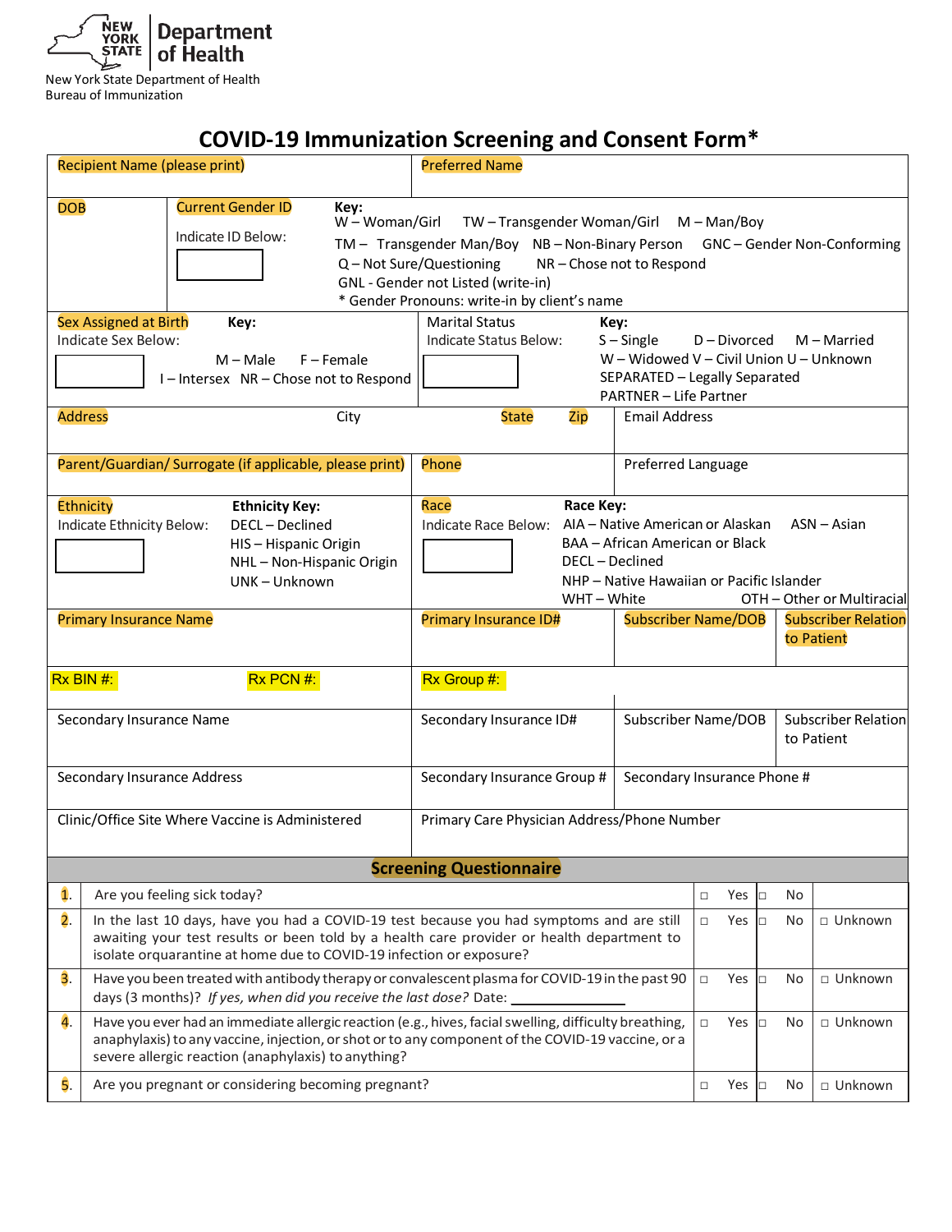New York State Department of Health
Bureau of Immunization

# COVID-19 Immunization Screening and Consent Form*

| Recipient Name (please print) | Preferred Name |
|---|---|

**DOB**

**Current Gender ID** — Indicate ID Below:

**Key:**
W – Woman/Girl   TW – Transgender Woman/Girl   M – Man/Boy
TM – Transgender Man/Boy   NB – Non-Binary Person   GNC – Gender Non-Conforming
Q – Not Sure/Questioning   NR – Chose not to Respond
GNL - Gender not Listed (write-in)
* Gender Pronouns: write-in by client's name

**Sex Assigned at Birth** — Indicate Sex Below:

**Key:**
M – Male   F – Female
I – Intersex   NR – Chose not to Respond

**Marital Status** — Indicate Status Below:

**Key:**
S – Single   D – Divorced   M – Married
W – Widowed   V – Civil Union   U – Unknown
SEPARATED – Legally Separated
PARTNER – Life Partner

| Address | City | State | Zip | Email Address |
|---|---|---|---|---|

| Parent/Guardian/ Surrogate (if applicable, please print) | Phone | Preferred Language |
|---|---|---|

**Ethnicity** — Indicate Ethnicity Below:

**Ethnicity Key:**
DECL – Declined
HIS – Hispanic Origin
NHL – Non-Hispanic Origin
UNK – Unknown

**Race** — Indicate Race Below:

**Race Key:**
AIA – Native American or Alaskan   ASN – Asian
BAA – African American or Black
DECL – Declined
NHP – Native Hawaiian or Pacific Islander
WHT – White   OTH – Other or Multiracial

| Primary Insurance Name | Primary Insurance ID# | Subscriber Name/DOB | Subscriber Relation to Patient |
|---|---|---|---|
| Rx BIN #: Rx PCN #: | Rx Group #: | | |
| Secondary Insurance Name | Secondary Insurance ID# | Subscriber Name/DOB | Subscriber Relation to Patient |
| Secondary Insurance Address | Secondary Insurance Group # | Secondary Insurance Phone # | |
| Clinic/Office Site Where Vaccine is Administered | Primary Care Physician Address/Phone Number | | |

## Screening Questionnaire

| # | Question | Yes | No | Unknown |
|---|---|---|---|---|
| 1. | Are you feeling sick today? | □ Yes | □ No | |
| 2. | In the last 10 days, have you had a COVID-19 test because you had symptoms and are still awaiting your test results or been told by a health care provider or health department to isolate orquarantine at home due to COVID-19 infection or exposure? | □ Yes | □ No | □ Unknown |
| 3. | Have you been treated with antibody therapy or convalescent plasma for COVID-19 in the past 90 days (3 months)? *If yes, when did you receive the last dose?* Date: ________ | □ Yes | □ No | □ Unknown |
| 4. | Have you ever had an immediate allergic reaction (e.g., hives, facial swelling, difficulty breathing, anaphylaxis) to any vaccine, injection, or shot or to any component of the COVID-19 vaccine, or a severe allergic reaction (anaphylaxis) to anything? | □ Yes | □ No | □ Unknown |
| 5. | Are you pregnant or considering becoming pregnant? | □ Yes | □ No | □ Unknown |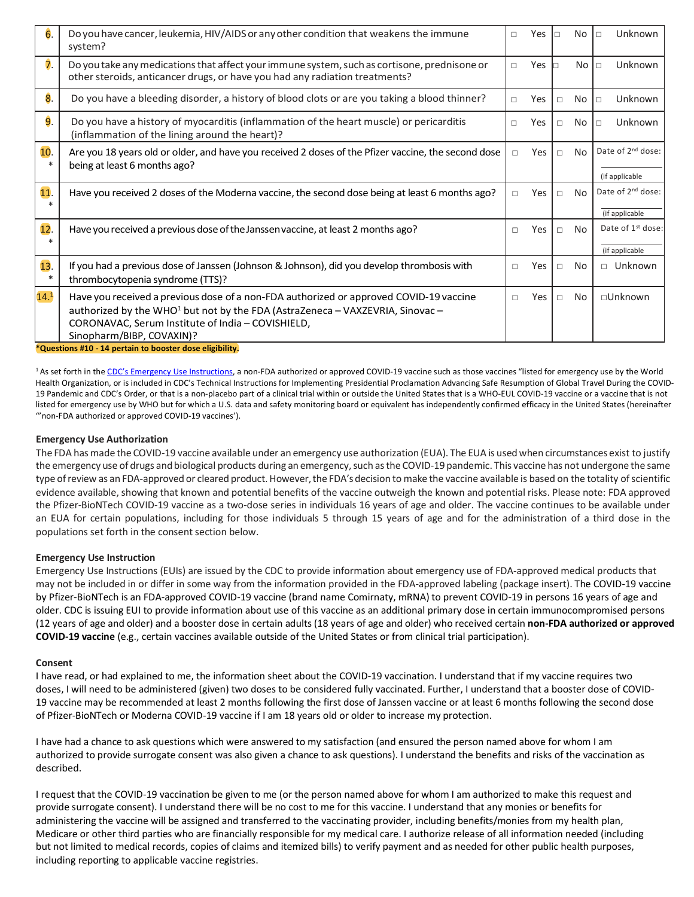| | | | | |
|---|---|---|---|---|
| 6. | Do you have cancer, leukemia, HIV/AIDS or any other condition that weakens the immune system? | □ Yes | □ No | □ Unknown |
| 7. | Do you take any medications that affect your immune system, such as cortisone, prednisone or other steroids, anticancer drugs, or have you had any radiation treatments? | □ Yes | □ No | □ Unknown |
| 8. | Do you have a bleeding disorder, a history of blood clots or are you taking a blood thinner? | □ Yes | □ No | □ Unknown |
| 9. | Do you have a history of myocarditis (inflammation of the heart muscle) or pericarditis (inflammation of the lining around the heart)? | □ Yes | □ No | □ Unknown |
| 10. * | Are you 18 years old or older, and have you received 2 doses of the Pfizer vaccine, the second dose being at least 6 months ago? | □ Yes | □ No | Date of 2nd dose: ______ (if applicable |
| 11. * | Have you received 2 doses of the Moderna vaccine, the second dose being at least 6 months ago? | □ Yes | □ No | Date of 2nd dose: ______ (if applicable |
| 12. * | Have you received a previous dose of the Janssen vaccine, at least 2 months ago? | □ Yes | □ No | Date of 1st dose: ______ (if applicable |
| 13. * | If you had a previous dose of Janssen (Johnson & Johnson), did you develop thrombosis with thrombocytopenia syndrome (TTS)? | □ Yes | □ No | □ Unknown |
| 14.[1] | Have you received a previous dose of a non-FDA authorized or approved COVID-19 vaccine authorized by the WHO[1] but not by the FDA (AstraZeneca – VAXZEVRIA, Sinovac – CORONAVAC, Serum Institute of India – COVISHIELD, Sinopharm/BIBP, COVAXIN)? | □ Yes | □ No | □ Unknown |

**\*Questions #10 - 14 pertain to booster dose eligibility.**

[1] As set forth in the CDC's Emergency Use Instructions, a non-FDA authorized or approved COVID-19 vaccine such as those vaccines "listed for emergency use by the World Health Organization, or is included in CDC's Technical Instructions for Implementing Presidential Proclamation Advancing Safe Resumption of Global Travel During the COVID-19 Pandemic and CDC's Order, or that is a non-placebo part of a clinical trial within or outside the United States that is a WHO-EUL COVID-19 vaccine or a vaccine that is not listed for emergency use by WHO but for which a U.S. data and safety monitoring board or equivalent has independently confirmed efficacy in the United States (hereinafter '"non-FDA authorized or approved COVID-19 vaccines').

### Emergency Use Authorization

The FDA has made the COVID-19 vaccine available under an emergency use authorization (EUA). The EUA is used when circumstances exist to justify the emergency use of drugs and biological products during an emergency, such as the COVID-19 pandemic. This vaccine has not undergone the same type of review as an FDA-approved or cleared product. However, the FDA's decision to make the vaccine available is based on the totality of scientific evidence available, showing that known and potential benefits of the vaccine outweigh the known and potential risks. Please note: FDA approved the Pfizer-BioNTech COVID-19 vaccine as a two-dose series in individuals 16 years of age and older. The vaccine continues to be available under an EUA for certain populations, including for those individuals 5 through 15 years of age and for the administration of a third dose in the populations set forth in the consent section below.

### Emergency Use Instruction

Emergency Use Instructions (EUIs) are issued by the CDC to provide information about emergency use of FDA-approved medical products that may not be included in or differ in some way from the information provided in the FDA-approved labeling (package insert). The COVID-19 vaccine by Pfizer-BioNTech is an FDA-approved COVID-19 vaccine (brand name Comirnaty, mRNA) to prevent COVID-19 in persons 16 years of age and older. CDC is issuing EUI to provide information about use of this vaccine as an additional primary dose in certain immunocompromised persons (12 years of age and older) and a booster dose in certain adults (18 years of age and older) who received certain **non-FDA authorized or approved COVID-19 vaccine** (e.g., certain vaccines available outside of the United States or from clinical trial participation).

### Consent

I have read, or had explained to me, the information sheet about the COVID-19 vaccination. I understand that if my vaccine requires two doses, I will need to be administered (given) two doses to be considered fully vaccinated. Further, I understand that a booster dose of COVID-19 vaccine may be recommended at least 2 months following the first dose of Janssen vaccine or at least 6 months following the second dose of Pfizer-BioNTech or Moderna COVID-19 vaccine if I am 18 years old or older to increase my protection.

I have had a chance to ask questions which were answered to my satisfaction (and ensured the person named above for whom I am authorized to provide surrogate consent was also given a chance to ask questions). I understand the benefits and risks of the vaccination as described.

I request that the COVID-19 vaccination be given to me (or the person named above for whom I am authorized to make this request and provide surrogate consent). I understand there will be no cost to me for this vaccine. I understand that any monies or benefits for administering the vaccine will be assigned and transferred to the vaccinating provider, including benefits/monies from my health plan, Medicare or other third parties who are financially responsible for my medical care. I authorize release of all information needed (including but not limited to medical records, copies of claims and itemized bills) to verify payment and as needed for other public health purposes, including reporting to applicable vaccine registries.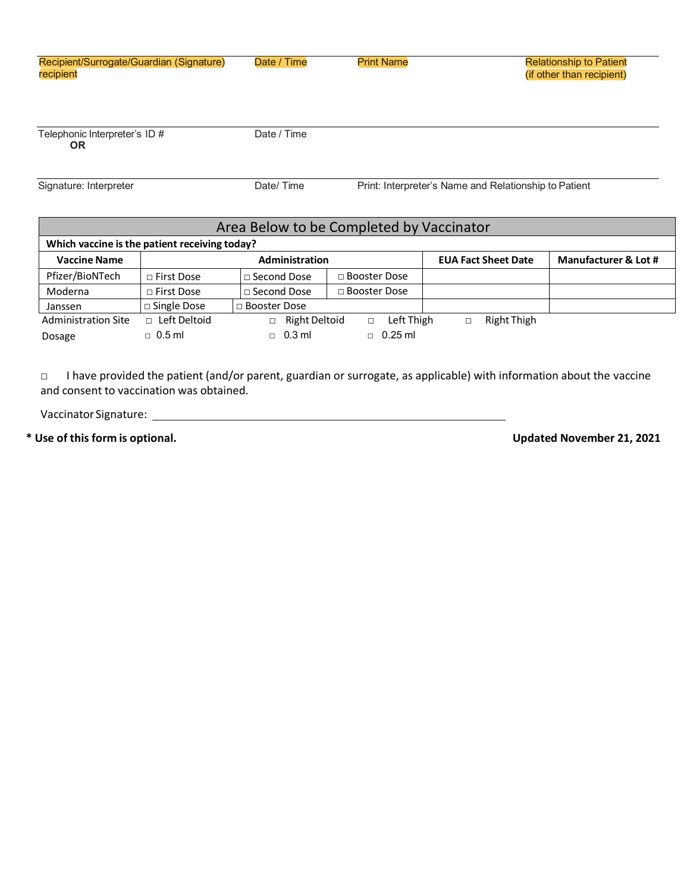Recipient/Surrogate/Guardian (Signature) recipient | Date / Time | Print Name | Relationship to Patient (if other than recipient)

Telephonic Interpreter's ID #
**OR**
Date / Time

Signature: Interpreter | Date/ Time | Print: Interpreter's Name and Relationship to Patient

| Area Below to be Completed by Vaccinator | | | | | |
|---|---|---|---|---|---|
| **Which vaccine is the patient receiving today?** | | | | | |
| **Vaccine Name** | **Administration** | | | **EUA Fact Sheet Date** | **Manufacturer & Lot #** |
| Pfizer/BioNTech | □ First Dose | □ Second Dose | □ Booster Dose | | |
| Moderna | □ First Dose | □ Second Dose | □ Booster Dose | | |
| Janssen | □ Single Dose | □ Booster Dose | | | |
| Administration Site | □ Left Deltoid | □ Right Deltoid | □ Left Thigh | □ Right Thigh | |
| Dosage | □ 0.5 ml | □ 0.3 ml | □ 0.25 ml | | |

□ I have provided the patient (and/or parent, guardian or surrogate, as applicable) with information about the vaccine and consent to vaccination was obtained.

Vaccinator Signature: ______________________________________________

**\* Use of this form is optional.**

**Updated November 21, 2021**